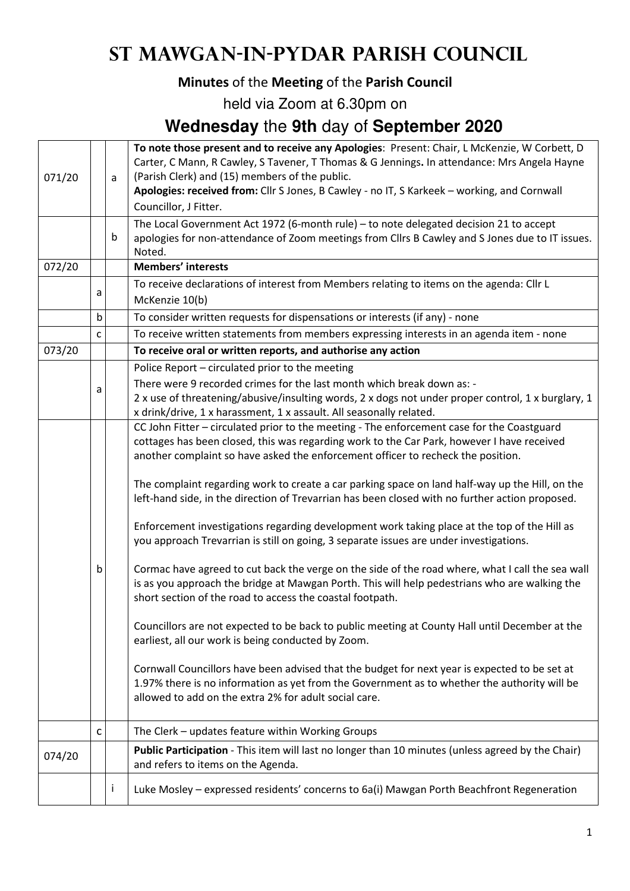# St Mawgan-in-Pydar Parish Council

**Minutes** of the **Meeting** of the **Parish Council**

held via Zoom at 6.30pm on

## **Wednesday** the **9th** day of **September 2020**

| | | | |
|---|---|---|---|
| 071/20 | | a | **To note those present and to receive any Apologies**: Present: Chair, L McKenzie, W Corbett, D Carter, C Mann, R Cawley, S Tavener, T Thomas & G Jennings**.** In attendance: Mrs Angela Hayne (Parish Clerk) and (15) members of the public.<br>**Apologies: received from:** Cllr S Jones, B Cawley - no IT, S Karkeek – working, and Cornwall Councillor, J Fitter. |
| | | b | The Local Government Act 1972 (6-month rule) – to note delegated decision 21 to accept apologies for non-attendance of Zoom meetings from Cllrs B Cawley and S Jones due to IT issues. Noted. |
| 072/20 | | | **Members' interests** |
| | a | | To receive declarations of interest from Members relating to items on the agenda: Cllr L McKenzie 10(b) |
| | b | | To consider written requests for dispensations or interests (if any) - none |
| | c | | To receive written statements from members expressing interests in an agenda item - none |
| 073/20 | | | **To receive oral or written reports, and authorise any action** |
| | a | | Police Report – circulated prior to the meeting<br>There were 9 recorded crimes for the last month which break down as: -<br>2 x use of threatening/abusive/insulting words, 2 x dogs not under proper control, 1 x burglary, 1 x drink/drive, 1 x harassment, 1 x assault. All seasonally related. |
| | b | | CC John Fitter – circulated prior to the meeting - The enforcement case for the Coastguard cottages has been closed, this was regarding work to the Car Park, however I have received another complaint so have asked the enforcement officer to recheck the position.<br><br>The complaint regarding work to create a car parking space on land half-way up the Hill, on the left-hand side, in the direction of Trevarrian has been closed with no further action proposed.<br><br>Enforcement investigations regarding development work taking place at the top of the Hill as you approach Trevarrian is still on going, 3 separate issues are under investigations.<br><br>Cormac have agreed to cut back the verge on the side of the road where, what I call the sea wall is as you approach the bridge at Mawgan Porth. This will help pedestrians who are walking the short section of the road to access the coastal footpath.<br><br>Councillors are not expected to be back to public meeting at County Hall until December at the earliest, all our work is being conducted by Zoom.<br><br>Cornwall Councillors have been advised that the budget for next year is expected to be set at 1.97% there is no information as yet from the Government as to whether the authority will be allowed to add on the extra 2% for adult social care. |
| | c | | The Clerk – updates feature within Working Groups |
| 074/20 | | | **Public Participation** - This item will last no longer than 10 minutes (unless agreed by the Chair) and refers to items on the Agenda. |
| | | i | Luke Mosley – expressed residents' concerns to 6a(i) Mawgan Porth Beachfront Regeneration |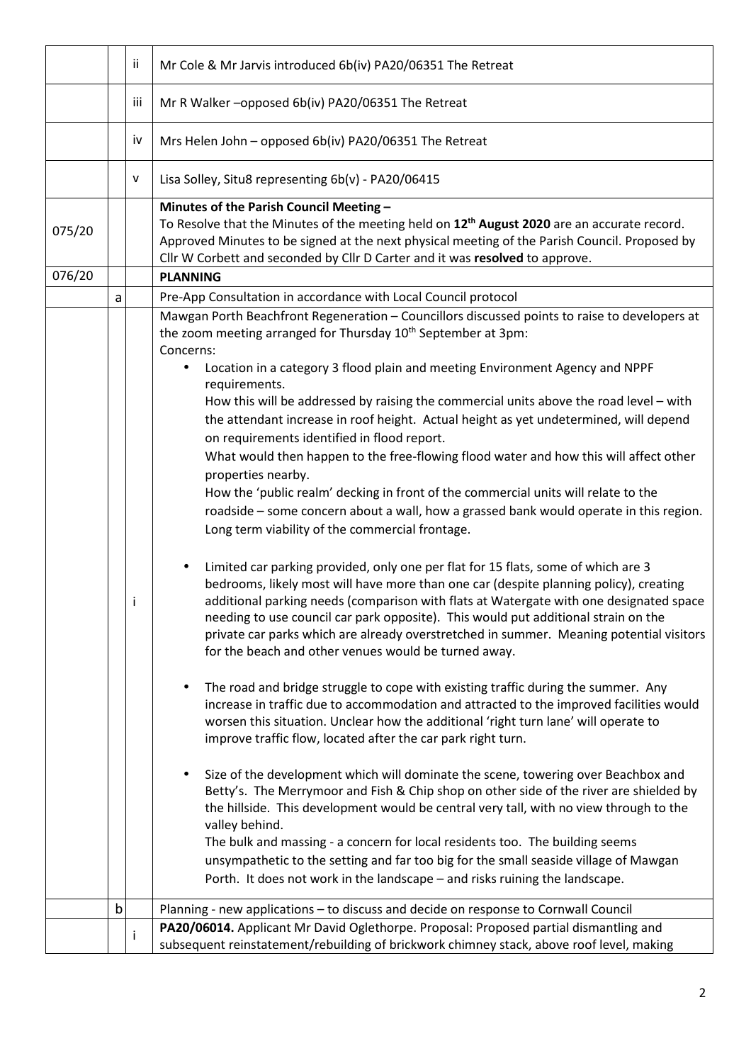| | | | |
|---|---|---|---|
| | | ii | Mr Cole & Mr Jarvis introduced 6b(iv) PA20/06351 The Retreat |
| | | iii | Mr R Walker –opposed 6b(iv) PA20/06351 The Retreat |
| | | iv | Mrs Helen John – opposed 6b(iv) PA20/06351 The Retreat |
| | | v | Lisa Solley, Situ8 representing 6b(v) - PA20/06415 |
| 075/20 | | | **Minutes of the Parish Council Meeting –** To Resolve that the Minutes of the meeting held on **12th August 2020** are an accurate record. Approved Minutes to be signed at the next physical meeting of the Parish Council. Proposed by Cllr W Corbett and seconded by Cllr D Carter and it was **resolved** to approve. |
| 076/20 | | | **PLANNING** |
| | a | | Pre-App Consultation in accordance with Local Council protocol |
| | | i | Mawgan Porth Beachfront Regeneration – Councillors discussed points to raise to developers at the zoom meeting arranged for Thursday 10th September at 3pm:<br>Concerns:<br>• Location in a category 3 flood plain and meeting Environment Agency and NPPF requirements.<br>How this will be addressed by raising the commercial units above the road level – with the attendant increase in roof height. Actual height as yet undetermined, will depend on requirements identified in flood report.<br>What would then happen to the free-flowing flood water and how this will affect other properties nearby.<br>How the 'public realm' decking in front of the commercial units will relate to the roadside – some concern about a wall, how a grassed bank would operate in this region.<br>Long term viability of the commercial frontage.<br><br>• Limited car parking provided, only one per flat for 15 flats, some of which are 3 bedrooms, likely most will have more than one car (despite planning policy), creating additional parking needs (comparison with flats at Watergate with one designated space needing to use council car park opposite). This would put additional strain on the private car parks which are already overstretched in summer. Meaning potential visitors for the beach and other venues would be turned away.<br><br>• The road and bridge struggle to cope with existing traffic during the summer. Any increase in traffic due to accommodation and attracted to the improved facilities would worsen this situation. Unclear how the additional 'right turn lane' will operate to improve traffic flow, located after the car park right turn.<br><br>• Size of the development which will dominate the scene, towering over Beachbox and Betty's. The Merrymoor and Fish & Chip shop on other side of the river are shielded by the hillside. This development would be central very tall, with no view through to the valley behind.<br>The bulk and massing - a concern for local residents too. The building seems unsympathetic to the setting and far too big for the small seaside village of Mawgan Porth. It does not work in the landscape – and risks ruining the landscape. |
| | b | | Planning - new applications – to discuss and decide on response to Cornwall Council |
| | | i | **PA20/06014.** Applicant Mr David Oglethorpe. Proposal: Proposed partial dismantling and subsequent reinstatement/rebuilding of brickwork chimney stack, above roof level, making |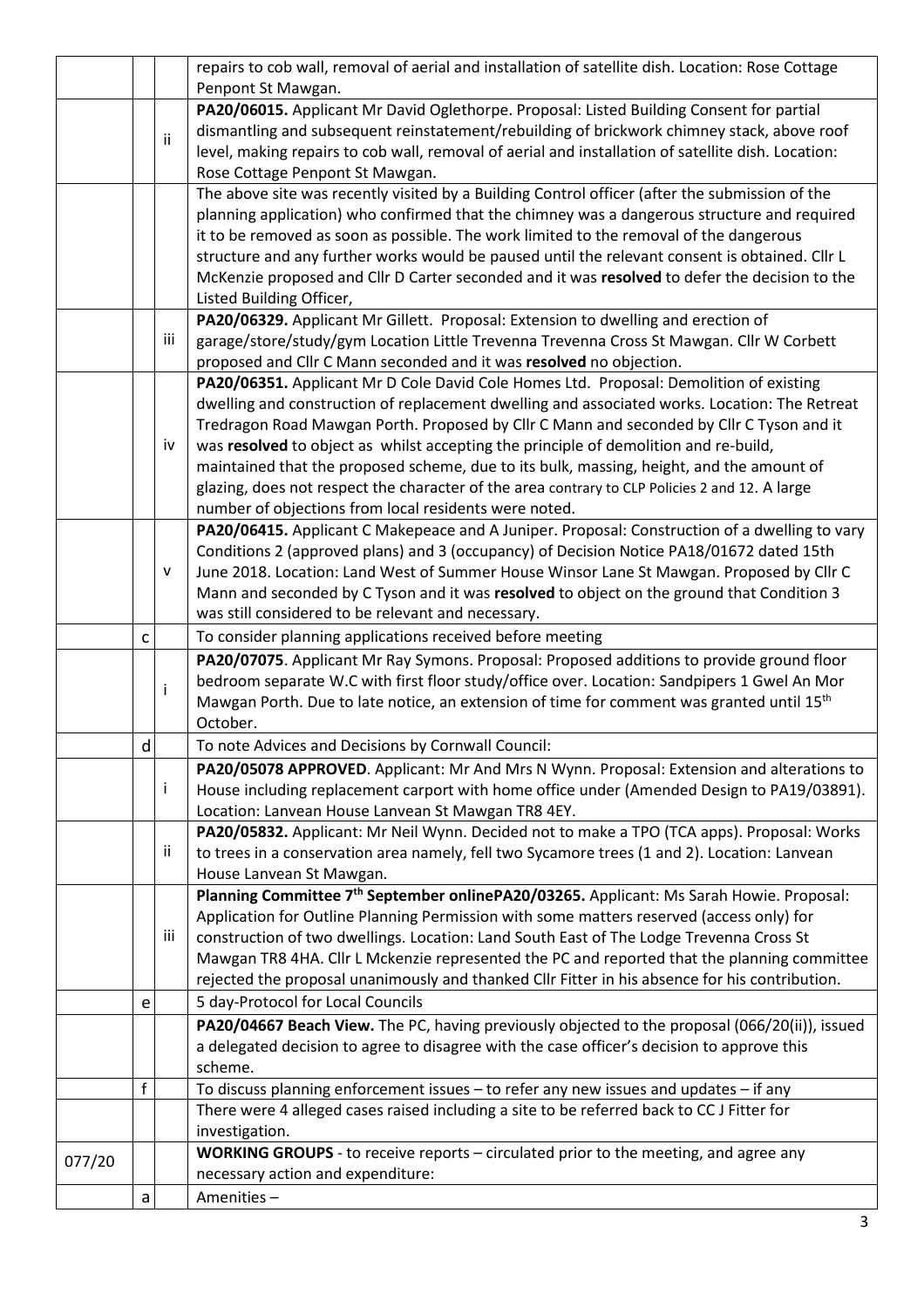| | | | |
|---|---|---|---|
| | | | repairs to cob wall, removal of aerial and installation of satellite dish. Location: Rose Cottage Penpont St Mawgan. |
| | | ii | **PA20/06015.** Applicant Mr David Oglethorpe. Proposal: Listed Building Consent for partial dismantling and subsequent reinstatement/rebuilding of brickwork chimney stack, above roof level, making repairs to cob wall, removal of aerial and installation of satellite dish. Location: Rose Cottage Penpont St Mawgan. |
| | | | The above site was recently visited by a Building Control officer (after the submission of the planning application) who confirmed that the chimney was a dangerous structure and required it to be removed as soon as possible. The work limited to the removal of the dangerous structure and any further works would be paused until the relevant consent is obtained. Cllr L McKenzie proposed and Cllr D Carter seconded and it was **resolved** to defer the decision to the Listed Building Officer, |
| | | iii | **PA20/06329.** Applicant Mr Gillett. Proposal: Extension to dwelling and erection of garage/store/study/gym Location Little Trevenna Trevenna Cross St Mawgan. Cllr W Corbett proposed and Cllr C Mann seconded and it was **resolved** no objection. |
| | | iv | **PA20/06351.** Applicant Mr D Cole David Cole Homes Ltd. Proposal: Demolition of existing dwelling and construction of replacement dwelling and associated works. Location: The Retreat Tredragon Road Mawgan Porth. Proposed by Cllr C Mann and seconded by Cllr C Tyson and it was **resolved** to object as whilst accepting the principle of demolition and re-build, maintained that the proposed scheme, due to its bulk, massing, height, and the amount of glazing, does not respect the character of the area contrary to CLP Policies 2 and 12. A large number of objections from local residents were noted. |
| | | v | **PA20/06415.** Applicant C Makepeace and A Juniper. Proposal: Construction of a dwelling to vary Conditions 2 (approved plans) and 3 (occupancy) of Decision Notice PA18/01672 dated 15th June 2018. Location: Land West of Summer House Winsor Lane St Mawgan. Proposed by Cllr C Mann and seconded by C Tyson and it was **resolved** to object on the ground that Condition 3 was still considered to be relevant and necessary. |
| | c | | To consider planning applications received before meeting |
| | | i | **PA20/07075**. Applicant Mr Ray Symons. Proposal: Proposed additions to provide ground floor bedroom separate W.C with first floor study/office over. Location: Sandpipers 1 Gwel An Mor Mawgan Porth. Due to late notice, an extension of time for comment was granted until 15th October. |
| | d | | To note Advices and Decisions by Cornwall Council: |
| | | i | **PA20/05078 APPROVED**. Applicant: Mr And Mrs N Wynn. Proposal: Extension and alterations to House including replacement carport with home office under (Amended Design to PA19/03891). Location: Lanvean House Lanvean St Mawgan TR8 4EY. |
| | | ii | **PA20/05832.** Applicant: Mr Neil Wynn. Decided not to make a TPO (TCA apps). Proposal: Works to trees in a conservation area namely, fell two Sycamore trees (1 and 2). Location: Lanvean House Lanvean St Mawgan. |
| | | iii | **Planning Committee 7th September onlinePA20/03265.** Applicant: Ms Sarah Howie. Proposal: Application for Outline Planning Permission with some matters reserved (access only) for construction of two dwellings. Location: Land South East of The Lodge Trevenna Cross St Mawgan TR8 4HA. Cllr L Mckenzie represented the PC and reported that the planning committee rejected the proposal unanimously and thanked Cllr Fitter in his absence for his contribution. |
| | e | | 5 day-Protocol for Local Councils |
| | | | **PA20/04667 Beach View.** The PC, having previously objected to the proposal (066/20(ii)), issued a delegated decision to agree to disagree with the case officer's decision to approve this scheme. |
| | f | | To discuss planning enforcement issues – to refer any new issues and updates – if any |
| | | | There were 4 alleged cases raised including a site to be referred back to CC J Fitter for investigation. |
| 077/20 | | | **WORKING GROUPS** - to receive reports – circulated prior to the meeting, and agree any necessary action and expenditure: |
| | a | | Amenities – |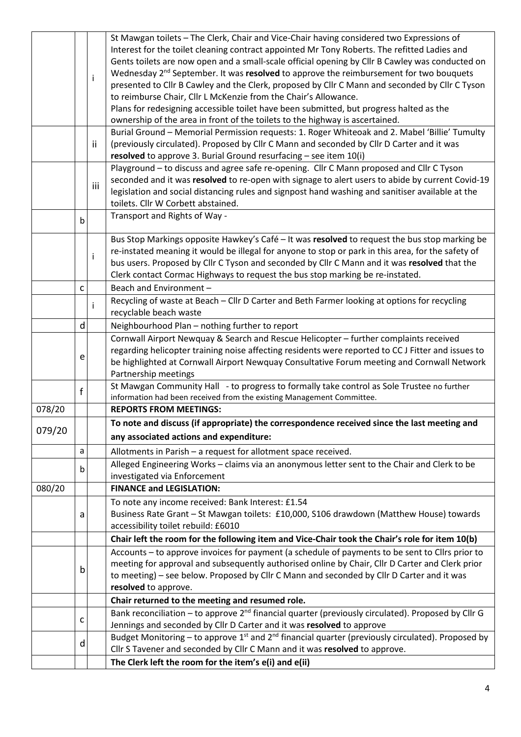| | | | |
|---|---|---|---|
| | | i | St Mawgan toilets – The Clerk, Chair and Vice-Chair having considered two Expressions of Interest for the toilet cleaning contract appointed Mr Tony Roberts. The refitted Ladies and Gents toilets are now open and a small-scale official opening by Cllr B Cawley was conducted on Wednesday 2nd September. It was **resolved** to approve the reimbursement for two bouquets presented to Cllr B Cawley and the Clerk, proposed by Cllr C Mann and seconded by Cllr C Tyson to reimburse Chair, Cllr L McKenzie from the Chair's Allowance.<br>Plans for redesigning accessible toilet have been submitted, but progress halted as the ownership of the area in front of the toilets to the highway is ascertained. |
| | | ii | Burial Ground – Memorial Permission requests: 1. Roger Whiteoak and 2. Mabel 'Billie' Tumulty (previously circulated). Proposed by Cllr C Mann and seconded by Cllr D Carter and it was **resolved** to approve 3. Burial Ground resurfacing – see item 10(i) |
| | | iii | Playground – to discuss and agree safe re-opening. Cllr C Mann proposed and Cllr C Tyson seconded and it was **resolved** to re-open with signage to alert users to abide by current Covid-19 legislation and social distancing rules and signpost hand washing and sanitiser available at the toilets. Cllr W Corbett abstained. |
| | b | | Transport and Rights of Way - |
| | | i | Bus Stop Markings opposite Hawkey's Café – It was **resolved** to request the bus stop marking be re-instated meaning it would be illegal for anyone to stop or park in this area, for the safety of bus users. Proposed by Cllr C Tyson and seconded by Cllr C Mann and it was **resolved** that the Clerk contact Cormac Highways to request the bus stop marking be re-instated. |
| | c | | Beach and Environment – |
| | | i | Recycling of waste at Beach – Cllr D Carter and Beth Farmer looking at options for recycling recyclable beach waste |
| | d | | Neighbourhood Plan – nothing further to report |
| | e | | Cornwall Airport Newquay & Search and Rescue Helicopter – further complaints received regarding helicopter training noise affecting residents were reported to CC J Fitter and issues to be highlighted at Cornwall Airport Newquay Consultative Forum meeting and Cornwall Network Partnership meetings |
| | f | | St Mawgan Community Hall - to progress to formally take control as Sole Trustee no further information had been received from the existing Management Committee. |
| 078/20 | | | **REPORTS FROM MEETINGS:** |
| 079/20 | | | **To note and discuss (if appropriate) the correspondence received since the last meeting and any associated actions and expenditure:** |
| | a | | Allotments in Parish – a request for allotment space received. |
| | b | | Alleged Engineering Works – claims via an anonymous letter sent to the Chair and Clerk to be investigated via Enforcement |
| 080/20 | | | **FINANCE and LEGISLATION:** |
| | a | | To note any income received: Bank Interest: £1.54<br>Business Rate Grant – St Mawgan toilets: £10,000, S106 drawdown (Matthew House) towards accessibility toilet rebuild: £6010 |
| | | | **Chair left the room for the following item and Vice-Chair took the Chair's role for item 10(b)** |
| | b | | Accounts – to approve invoices for payment (a schedule of payments to be sent to Cllrs prior to meeting for approval and subsequently authorised online by Chair, Cllr D Carter and Clerk prior to meeting) – see below. Proposed by Cllr C Mann and seconded by Cllr D Carter and it was **resolved** to approve. |
| | | | **Chair returned to the meeting and resumed role.** |
| | c | | Bank reconciliation – to approve 2nd financial quarter (previously circulated). Proposed by Cllr G Jennings and seconded by Cllr D Carter and it was **resolved** to approve |
| | d | | Budget Monitoring – to approve 1st and 2nd financial quarter (previously circulated). Proposed by Cllr S Tavener and seconded by Cllr C Mann and it was **resolved** to approve. |
| | | | **The Clerk left the room for the item's e(i) and e(ii)** |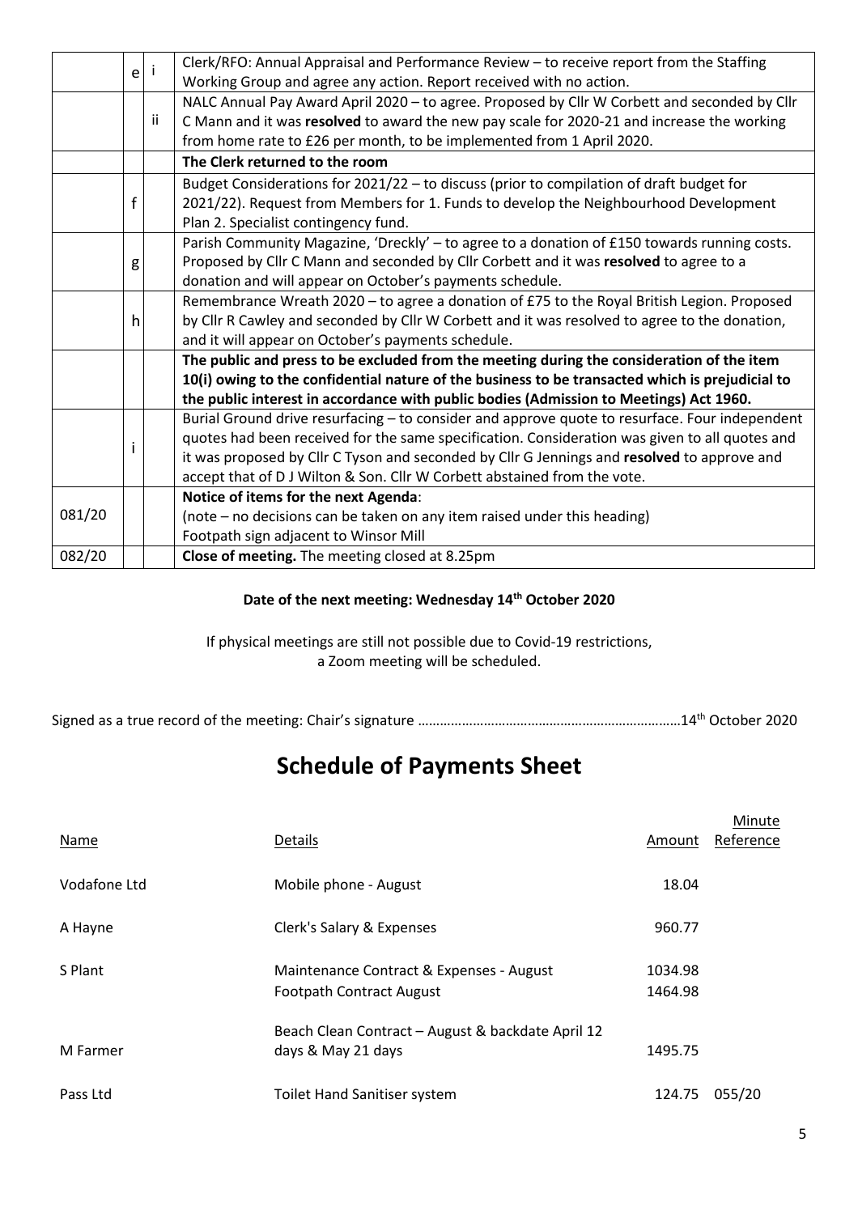| | | | |
|---|---|---|---|
| | e | i | Clerk/RFO: Annual Appraisal and Performance Review – to receive report from the Staffing Working Group and agree any action. Report received with no action. |
| | | ii | NALC Annual Pay Award April 2020 – to agree. Proposed by Cllr W Corbett and seconded by Cllr C Mann and it was **resolved** to award the new pay scale for 2020-21 and increase the working from home rate to £26 per month, to be implemented from 1 April 2020. |
| | | | **The Clerk returned to the room** |
| | f | | Budget Considerations for 2021/22 – to discuss (prior to compilation of draft budget for 2021/22). Request from Members for 1. Funds to develop the Neighbourhood Development Plan 2. Specialist contingency fund. |
| | g | | Parish Community Magazine, 'Dreckly' – to agree to a donation of £150 towards running costs. Proposed by Cllr C Mann and seconded by Cllr Corbett and it was **resolved** to agree to a donation and will appear on October's payments schedule. |
| | h | | Remembrance Wreath 2020 – to agree a donation of £75 to the Royal British Legion. Proposed by Cllr R Cawley and seconded by Cllr W Corbett and it was resolved to agree to the donation, and it will appear on October's payments schedule. |
| | | | **The public and press to be excluded from the meeting during the consideration of the item 10(i) owing to the confidential nature of the business to be transacted which is prejudicial to the public interest in accordance with public bodies (Admission to Meetings) Act 1960.** |
| | i | | Burial Ground drive resurfacing – to consider and approve quote to resurface. Four independent quotes had been received for the same specification. Consideration was given to all quotes and it was proposed by Cllr C Tyson and seconded by Cllr G Jennings and **resolved** to approve and accept that of D J Wilton & Son. Cllr W Corbett abstained from the vote. |
| 081/20 | | | **Notice of items for the next Agenda**: (note – no decisions can be taken on any item raised under this heading) Footpath sign adjacent to Winsor Mill |
| 082/20 | | | **Close of meeting.** The meeting closed at 8.25pm |

**Date of the next meeting: Wednesday 14th October 2020**

If physical meetings are still not possible due to Covid-19 restrictions,
a Zoom meeting will be scheduled.

Signed as a true record of the meeting: Chair's signature ………………………………………………………………14th October 2020

# Schedule of Payments Sheet

| Name | Details | Amount | Minute Reference |
|---|---|---|---|
| Vodafone Ltd | Mobile phone - August | 18.04 | |
| A Hayne | Clerk's Salary & Expenses | 960.77 | |
| S Plant | Maintenance Contract & Expenses - August | 1034.98 | |
| | Footpath Contract August | 1464.98 | |
| M Farmer | Beach Clean Contract – August & backdate April 12 days & May 21 days | 1495.75 | |
| Pass Ltd | Toilet Hand Sanitiser system | 124.75 | 055/20 |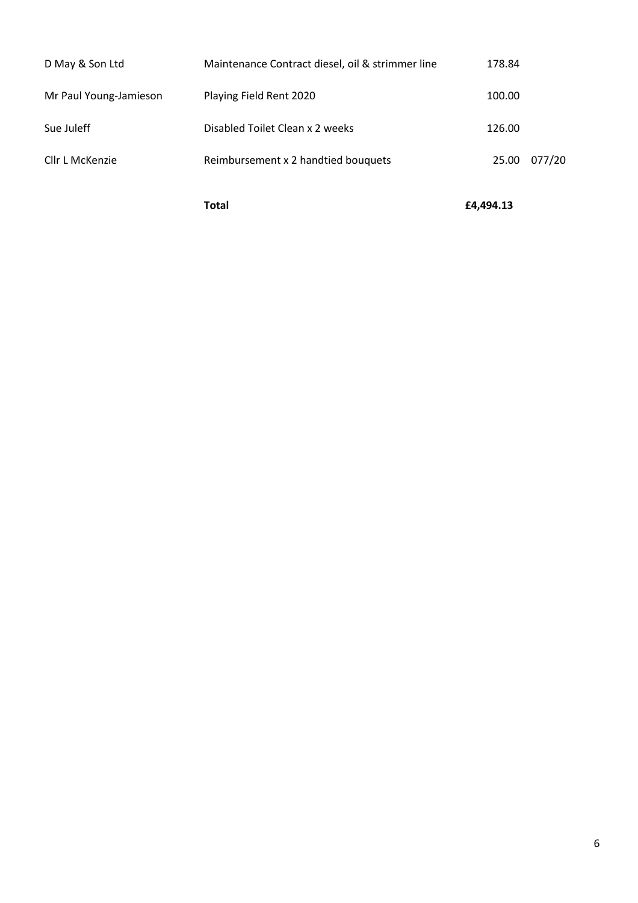| | | | |
|---|---|---|---|
| D May & Son Ltd | Maintenance Contract diesel, oil & strimmer line | 178.84 | |
| Mr Paul Young-Jamieson | Playing Field Rent 2020 | 100.00 | |
| Sue Juleff | Disabled Toilet Clean x 2 weeks | 126.00 | |
| Cllr L McKenzie | Reimbursement x 2 handtied bouquets | 25.00 | 077/20 |
| | **Total** | **£4,494.13** | |